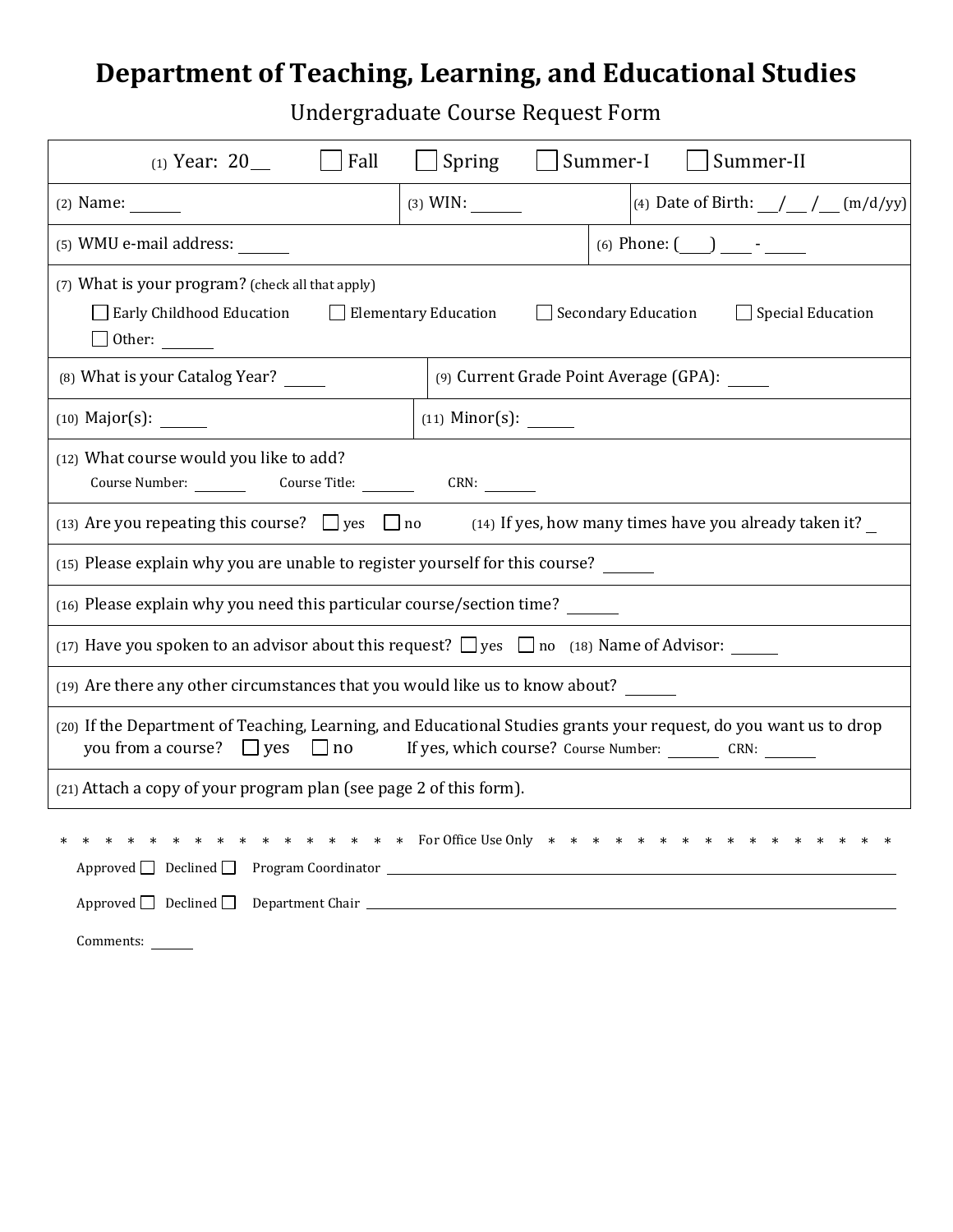# Department of Teaching, Learning, and Educational Studies

Undergraduate Course Request Form

(1) Year: 20___ ☐ Fall ☐ Spring ☐ Summer-I ☐ Summer-II

(2) Name: ______

(3) WIN: ______

(4) Date of Birth: ___/___/___ (m/d/yy)

(5) WMU e-mail address: ______

(6) Phone: (____) ____ - _____

(7) What is your program? (check all that apply)

☐ Early Childhood Education ☐ Elementary Education ☐ Secondary Education ☐ Special Education

☐ Other: ______

(8) What is your Catalog Year? _____

(9) Current Grade Point Average (GPA): _____

(10) Major(s): ______

(11) Minor(s): ______

(12) What course would you like to add?

Course Number: ______ Course Title: ______ CRN: ______

(13) Are you repeating this course? ☐ yes ☐ no

(14) If yes, how many times have you already taken it? _

(15) Please explain why you are unable to register yourself for this course? ______

(16) Please explain why you need this particular course/section time? ______

(17) Have you spoken to an advisor about this request? ☐ yes ☐ no

(18) Name of Advisor: ______

(19) Are there any other circumstances that you would like us to know about? ______

(20) If the Department of Teaching, Learning, and Educational Studies grants your request, do you want us to drop you from a course? ☐ yes ☐ no If yes, which course? Course Number: ______ CRN: ______

(21) Attach a copy of your program plan (see page 2 of this form).

\* \* \* \* \* \* \* \* \* \* \* \* \* \* \* \* For Office Use Only \* \* \* \* \* \* \* \* \* \* \* \* \* \* \* \*

Approved ☐ Declined ☐ Program Coordinator ________________________________

Approved ☐ Declined ☐ Department Chair ________________________________

Comments: ______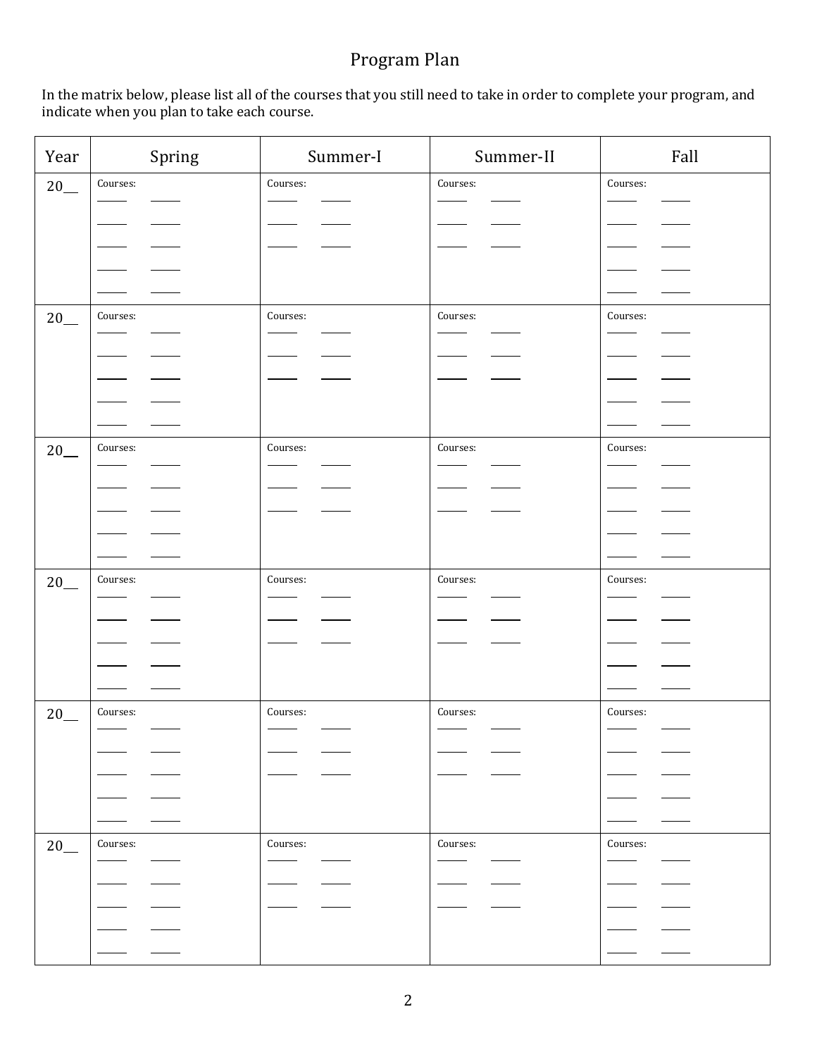# Program Plan

In the matrix below, please list all of the courses that you still need to take in order to complete your program, and indicate when you plan to take each course.

| Year | Spring | Summer-I | Summer-II | Fall |
|---|---|---|---|---|
| 20__ | Courses: ____ ____ ____ ____ ____ ____ ____ ____ ____ ____ | Courses: ____ ____ ____ ____ ____ ____ | Courses: ____ ____ ____ ____ ____ ____ | Courses: ____ ____ ____ ____ ____ ____ ____ ____ ____ ____ |
| 20__ | Courses: ____ ____ ____ ____ ____ ____ ____ ____ ____ ____ | Courses: ____ ____ ____ ____ ____ ____ | Courses: ____ ____ ____ ____ ____ ____ | Courses: ____ ____ ____ ____ ____ ____ ____ ____ ____ ____ |
| 20__ | Courses: ____ ____ ____ ____ ____ ____ ____ ____ ____ ____ | Courses: ____ ____ ____ ____ ____ ____ | Courses: ____ ____ ____ ____ ____ ____ | Courses: ____ ____ ____ ____ ____ ____ ____ ____ ____ ____ |
| 20__ | Courses: ____ ____ ____ ____ ____ ____ ____ ____ ____ ____ | Courses: ____ ____ ____ ____ ____ ____ | Courses: ____ ____ ____ ____ ____ ____ | Courses: ____ ____ ____ ____ ____ ____ ____ ____ ____ ____ |
| 20__ | Courses: ____ ____ ____ ____ ____ ____ ____ ____ ____ ____ | Courses: ____ ____ ____ ____ ____ ____ | Courses: ____ ____ ____ ____ ____ ____ | Courses: ____ ____ ____ ____ ____ ____ ____ ____ ____ ____ |
| 20__ | Courses: ____ ____ ____ ____ ____ ____ ____ ____ ____ ____ | Courses: ____ ____ ____ ____ ____ ____ | Courses: ____ ____ ____ ____ ____ ____ | Courses: ____ ____ ____ ____ ____ ____ ____ ____ ____ ____ |